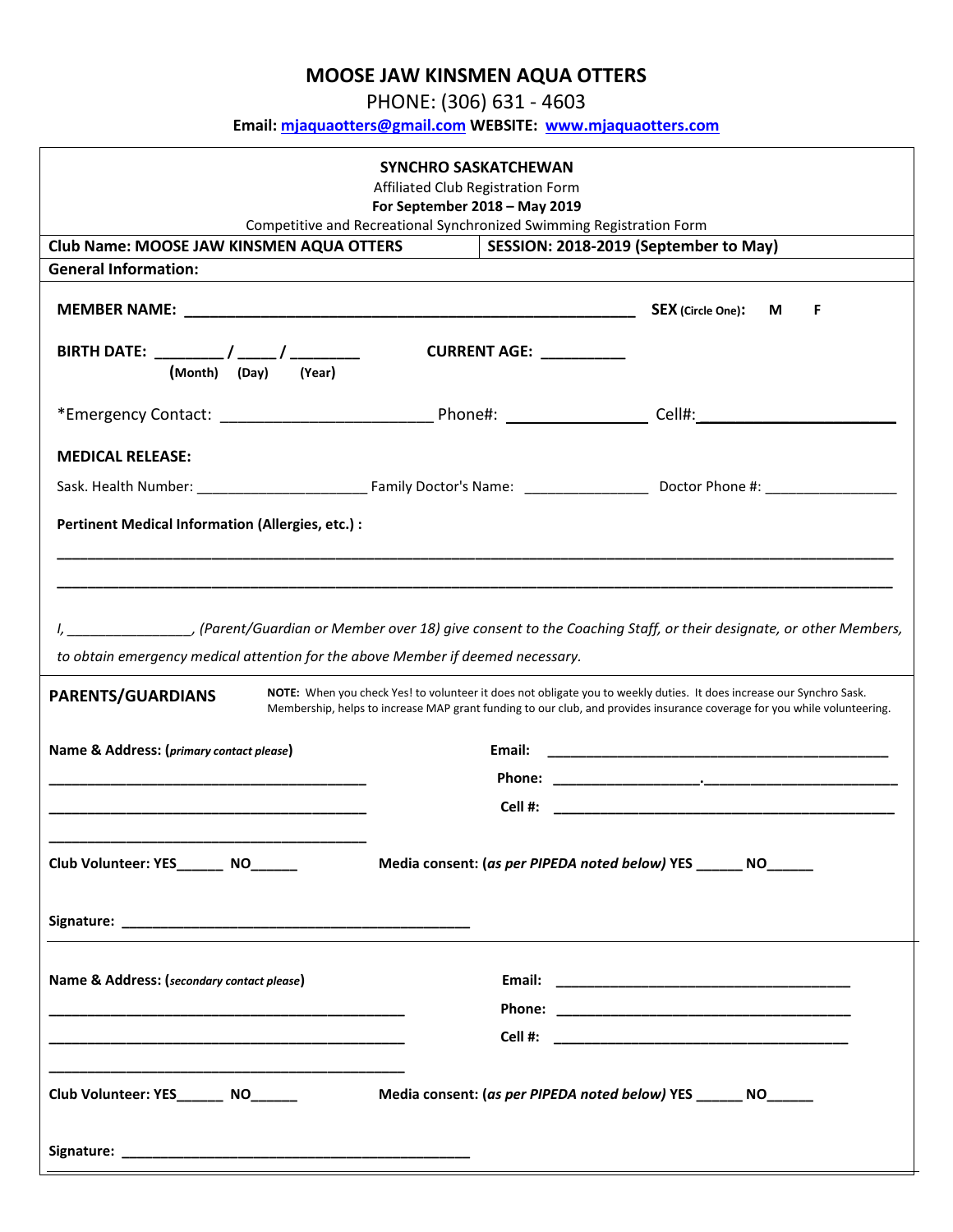# MOOSE JAW KINSMEN AQUA OTTERS

PHONE: (306) 631 - 4603

**Email: [mjaquaotters@gmail.com](mailto:mjaquaotters@gmail.com) WEBSITE: [www.mjaquaotters.com](http://www.mjaquaotters.com)**

**SYNCHRO SASKATCHEWAN**

Affiliated Club Registration Form

**For September 2018 – May 2019**

Competitive and Recreational Synchronized Swimming Registration Form

| **Club Name: MOOSE JAW KINSMEN AQUA OTTERS** | **SESSION: 2018-2019 (September to May)** |
|---|---|

**General Information:**

**MEMBER NAME:** ______________________________________________ **SEX** (Circle One): **M F**

**BIRTH DATE:** ________ / _____ / ________ **(Month) (Day) (Year)** **CURRENT AGE:** __________

*Emergency Contact: ________________________ Phone#: ________________ Cell#: ______________________

**MEDICAL RELEASE:**

Sask. Health Number: _____________________ Family Doctor's Name: ________________ Doctor Phone #: _________________

**Pertinent Medical Information (Allergies, etc.) :**

_____________________________________________________________________________________________

_____________________________________________________________________________________________

*I, ________________, (Parent/Guardian or Member over 18) give consent to the Coaching Staff, or their designate, or other Members, to obtain emergency medical attention for the above Member if deemed necessary.*

**PARENTS/GUARDIANS**

**NOTE:** When you check Yes! to volunteer it does not obligate you to weekly duties. It does increase our Synchro Sask. Membership, helps to increase MAP grant funding to our club, and provides insurance coverage for you while volunteering.

**Name & Address: (*primary contact please*)**

__________________________________________

__________________________________________

__________________________________________

**Email:** ____________________________________________

**Phone:** ___________________.________________________

**Cell #:** ____________________________________________

**Club Volunteer: YES______ NO______** **Media consent: (*as per PIPEDA noted below*) YES ______ NO______**

**Signature:** ______________________________________________

**Name & Address: (*secondary contact please*)**

_______________________________________________

_______________________________________________

_______________________________________________

**Email:** ______________________________________

**Phone:** ______________________________________

**Cell #:** ______________________________________

**Club Volunteer: YES______ NO______** **Media consent: (*as per PIPEDA noted below*) YES ______ NO______**

**Signature:** ______________________________________________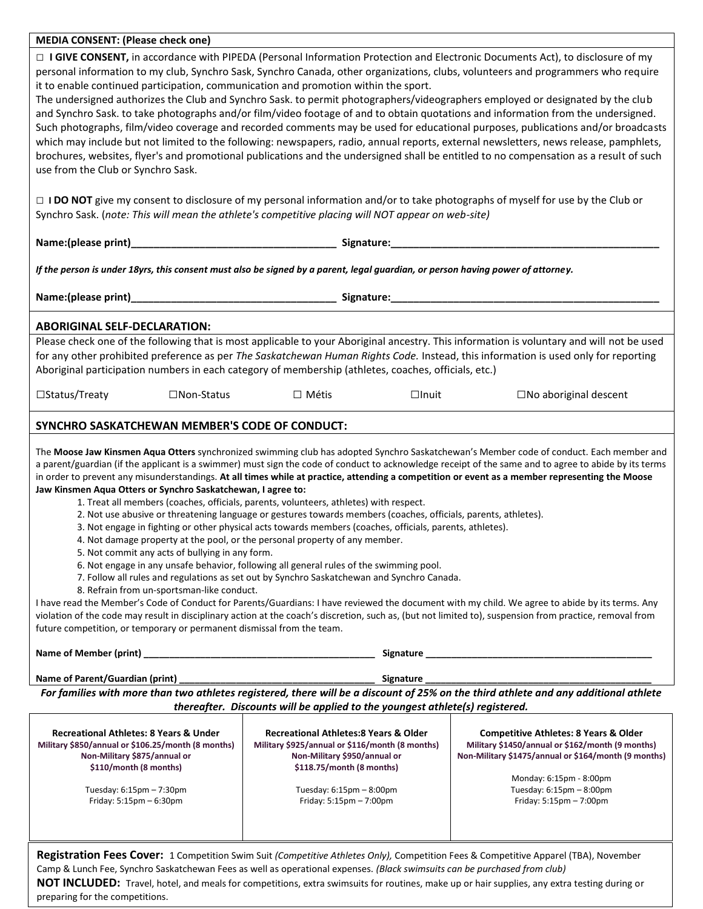**MEDIA CONSENT: (Please check one)**

□ **I GIVE CONSENT,** in accordance with PIPEDA (Personal Information Protection and Electronic Documents Act), to disclosure of my personal information to my club, Synchro Sask, Synchro Canada, other organizations, clubs, volunteers and programmers who require it to enable continued participation, communication and promotion within the sport.
The undersigned authorizes the Club and Synchro Sask. to permit photographers/videographers employed or designated by the club and Synchro Sask. to take photographs and/or film/video footage of and to obtain quotations and information from the undersigned. Such photographs, film/video coverage and recorded comments may be used for educational purposes, publications and/or broadcasts which may include but not limited to the following: newspapers, radio, annual reports, external newsletters, news release, pamphlets, brochures, websites, flyer's and promotional publications and the undersigned shall be entitled to no compensation as a result of such use from the Club or Synchro Sask.

□ **I DO NOT** give my consent to disclosure of my personal information and/or to take photographs of myself for use by the Club or Synchro Sask. (*note: This will mean the athlete's competitive placing will NOT appear on web-site)*

**Name:(please print)___________________________________ Signature:_______________________________________________**

***If the person is under 18yrs, this consent must also be signed by a parent, legal guardian, or person having power of attorney.***

**Name:(please print)___________________________________ Signature:_______________________________________________**

## ABORIGINAL SELF-DECLARATION:

Please check one of the following that is most applicable to your Aboriginal ancestry. This information is voluntary and will not be used for any other prohibited preference as per *The Saskatchewan Human Rights Code.* Instead, this information is used only for reporting Aboriginal participation numbers in each category of membership (athletes, coaches, officials, etc.)

☐Status/Treaty ☐Non-Status ☐ Métis ☐Inuit ☐No aboriginal descent

## SYNCHRO SASKATCHEWAN MEMBER'S CODE OF CONDUCT:

The **Moose Jaw Kinsmen Aqua Otters** synchronized swimming club has adopted Synchro Saskatchewan's Member code of conduct. Each member and a parent/guardian (if the applicant is a swimmer) must sign the code of conduct to acknowledge receipt of the same and to agree to abide by its terms in order to prevent any misunderstandings. **At all times while at practice, attending a competition or event as a member representing the Moose Jaw Kinsmen Aqua Otters or Synchro Saskatchewan, I agree to:**

1. Treat all members (coaches, officials, parents, volunteers, athletes) with respect.
2. Not use abusive or threatening language or gestures towards members (coaches, officials, parents, athletes).
3. Not engage in fighting or other physical acts towards members (coaches, officials, parents, athletes).
4. Not damage property at the pool, or the personal property of any member.
5. Not commit any acts of bullying in any form.
6. Not engage in any unsafe behavior, following all general rules of the swimming pool.
7. Follow all rules and regulations as set out by Synchro Saskatchewan and Synchro Canada.
8. Refrain from un-sportsman-like conduct.

I have read the Member's Code of Conduct for Parents/Guardians: I have reviewed the document with my child. We agree to abide by its terms. Any violation of the code may result in disciplinary action at the coach's discretion, such as, (but not limited to), suspension from practice, removal from future competition, or temporary or permanent dismissal from the team.

**Name of Member (print) ____________________________________________ Signature ___________________________________________**

**Name of Parent/Guardian (print) ____________________________________ Signature ___________________________________________**

***For families with more than two athletes registered, there will be a discount of 25% on the third athlete and any additional athlete thereafter. Discounts will be applied to the youngest athlete(s) registered.***

| Recreational Athletes: 8 Years & Under | Recreational Athletes:8 Years & Older | Competitive Athletes: 8 Years & Older |
|---|---|---|
| **Military $850/annual or $106.25/month (8 months)**<br>**Non-Military $875/annual or $110/month (8 months)** | **Military $925/annual or $116/month (8 months)**<br>**Non-Military $950/annual or $118.75/month (8 months)** | **Military $1450/annual or $162/month (9 months)**<br>**Non-Military $1475/annual or $164/month (9 months)** |
| Tuesday: 6:15pm – 7:30pm<br>Friday: 5:15pm – 6:30pm | Tuesday: 6:15pm – 8:00pm<br>Friday: 5:15pm – 7:00pm | Monday: 6:15pm - 8:00pm<br>Tuesday: 6:15pm – 8:00pm<br>Friday: 5:15pm – 7:00pm |

**Registration Fees Cover:** 1 Competition Swim Suit *(Competitive Athletes Only),* Competition Fees & Competitive Apparel (TBA), November Camp & Lunch Fee, Synchro Saskatchewan Fees as well as operational expenses. *(Black swimsuits can be purchased from club)*
**NOT INCLUDED:** Travel, hotel, and meals for competitions, extra swimsuits for routines, make up or hair supplies, any extra testing during or preparing for the competitions.